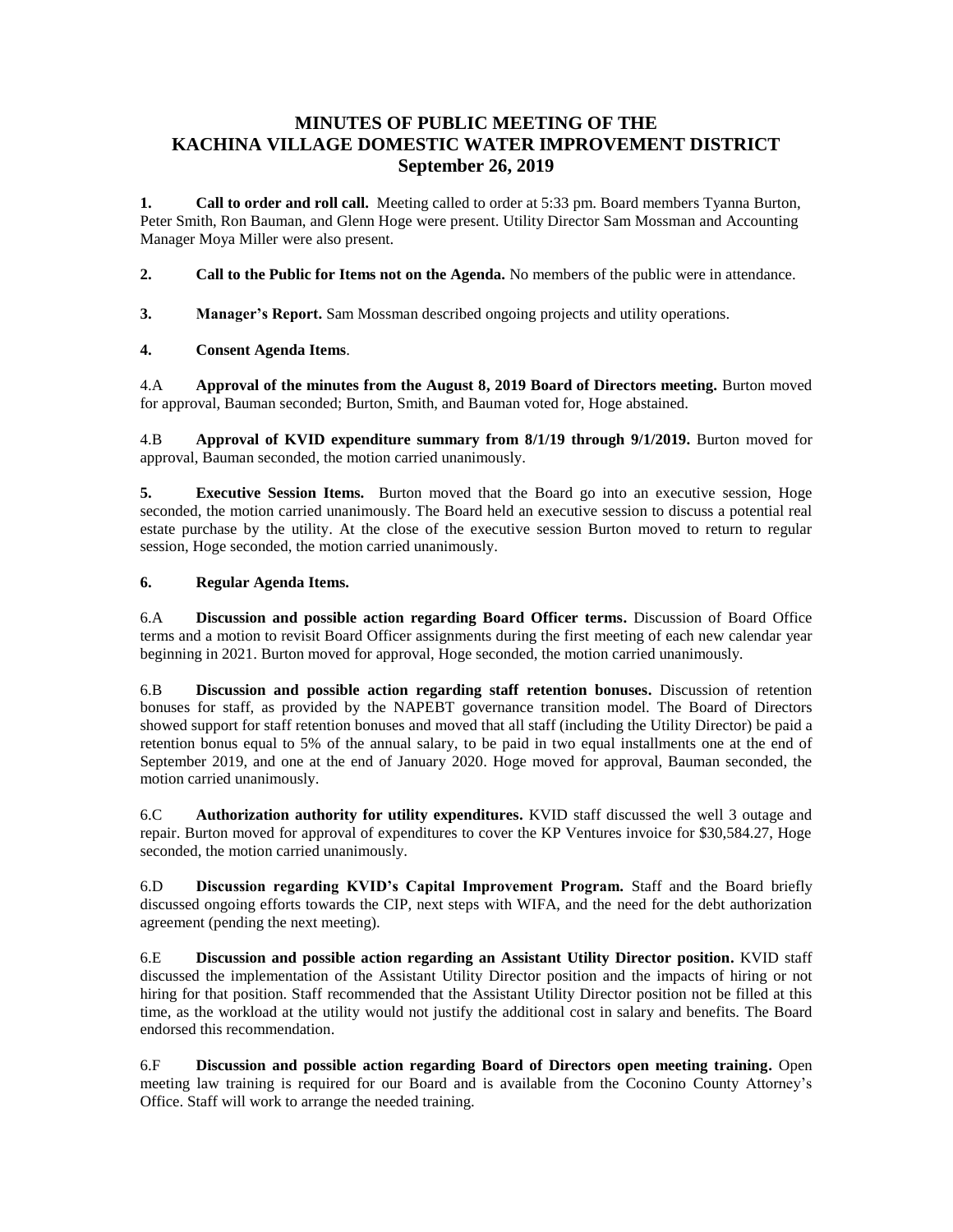# MINUTES OF PUBLIC MEETING OF THE KACHINA VILLAGE DOMESTIC WATER IMPROVEMENT DISTRICT September 26, 2019

**1. Call to order and roll call.** Meeting called to order at 5:33 pm. Board members Tyanna Burton, Peter Smith, Ron Bauman, and Glenn Hoge were present. Utility Director Sam Mossman and Accounting Manager Moya Miller were also present.

**2. Call to the Public for Items not on the Agenda.** No members of the public were in attendance.

**3. Manager's Report.** Sam Mossman described ongoing projects and utility operations.

**4. Consent Agenda Items**.

4.A **Approval of the minutes from the August 8, 2019 Board of Directors meeting.** Burton moved for approval, Bauman seconded; Burton, Smith, and Bauman voted for, Hoge abstained.

4.B **Approval of KVID expenditure summary from 8/1/19 through 9/1/2019.** Burton moved for approval, Bauman seconded, the motion carried unanimously.

**5. Executive Session Items.** Burton moved that the Board go into an executive session, Hoge seconded, the motion carried unanimously. The Board held an executive session to discuss a potential real estate purchase by the utility. At the close of the executive session Burton moved to return to regular session, Hoge seconded, the motion carried unanimously.

**6. Regular Agenda Items.**

6.A **Discussion and possible action regarding Board Officer terms.** Discussion of Board Office terms and a motion to revisit Board Officer assignments during the first meeting of each new calendar year beginning in 2021. Burton moved for approval, Hoge seconded, the motion carried unanimously.

6.B **Discussion and possible action regarding staff retention bonuses.** Discussion of retention bonuses for staff, as provided by the NAPEBT governance transition model. The Board of Directors showed support for staff retention bonuses and moved that all staff (including the Utility Director) be paid a retention bonus equal to 5% of the annual salary, to be paid in two equal installments one at the end of September 2019, and one at the end of January 2020. Hoge moved for approval, Bauman seconded, the motion carried unanimously.

6.C **Authorization authority for utility expenditures.** KVID staff discussed the well 3 outage and repair. Burton moved for approval of expenditures to cover the KP Ventures invoice for $30,584.27, Hoge seconded, the motion carried unanimously.

6.D **Discussion regarding KVID's Capital Improvement Program.** Staff and the Board briefly discussed ongoing efforts towards the CIP, next steps with WIFA, and the need for the debt authorization agreement (pending the next meeting).

6.E **Discussion and possible action regarding an Assistant Utility Director position.** KVID staff discussed the implementation of the Assistant Utility Director position and the impacts of hiring or not hiring for that position. Staff recommended that the Assistant Utility Director position not be filled at this time, as the workload at the utility would not justify the additional cost in salary and benefits. The Board endorsed this recommendation.

6.F **Discussion and possible action regarding Board of Directors open meeting training.** Open meeting law training is required for our Board and is available from the Coconino County Attorney's Office. Staff will work to arrange the needed training.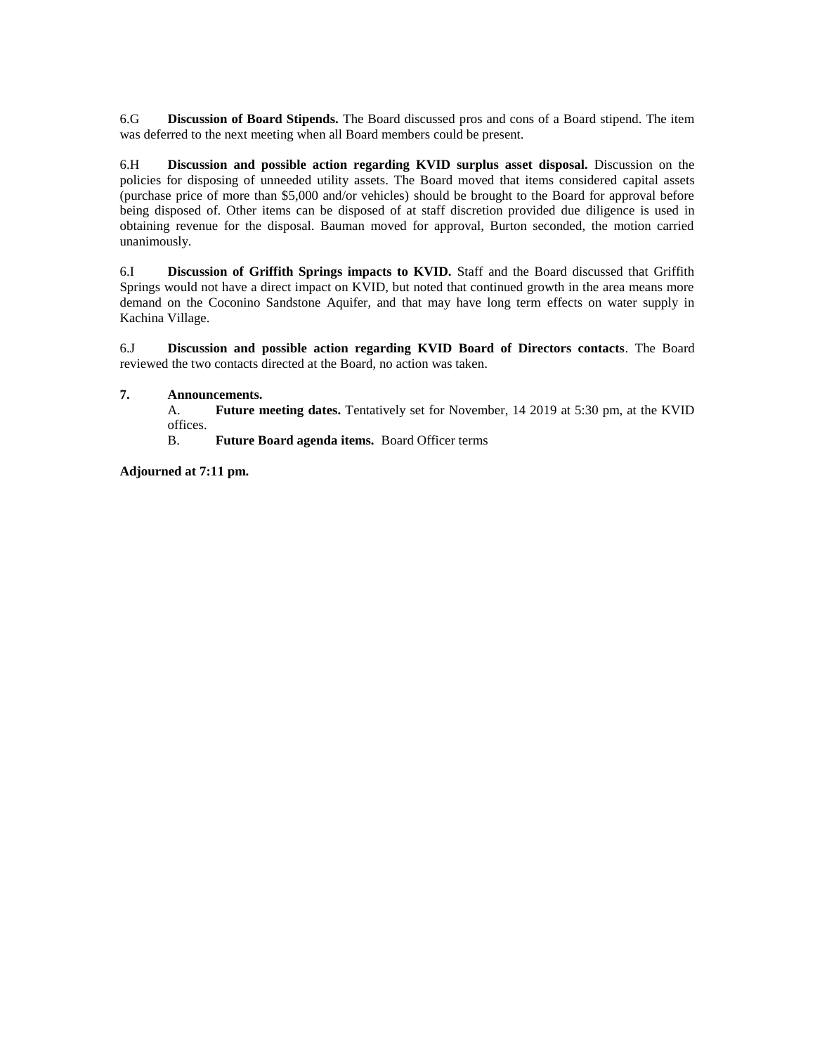6.G **Discussion of Board Stipends.** The Board discussed pros and cons of a Board stipend. The item was deferred to the next meeting when all Board members could be present.

6.H **Discussion and possible action regarding KVID surplus asset disposal.** Discussion on the policies for disposing of unneeded utility assets. The Board moved that items considered capital assets (purchase price of more than $5,000 and/or vehicles) should be brought to the Board for approval before being disposed of. Other items can be disposed of at staff discretion provided due diligence is used in obtaining revenue for the disposal. Bauman moved for approval, Burton seconded, the motion carried unanimously.

6.I **Discussion of Griffith Springs impacts to KVID.** Staff and the Board discussed that Griffith Springs would not have a direct impact on KVID, but noted that continued growth in the area means more demand on the Coconino Sandstone Aquifer, and that may have long term effects on water supply in Kachina Village.

6.J **Discussion and possible action regarding KVID Board of Directors contacts**. The Board reviewed the two contacts directed at the Board, no action was taken.

**7. Announcements.**

A. **Future meeting dates.** Tentatively set for November, 14 2019 at 5:30 pm, at the KVID offices.

B. **Future Board agenda items.** Board Officer terms

**Adjourned at 7:11 pm.**